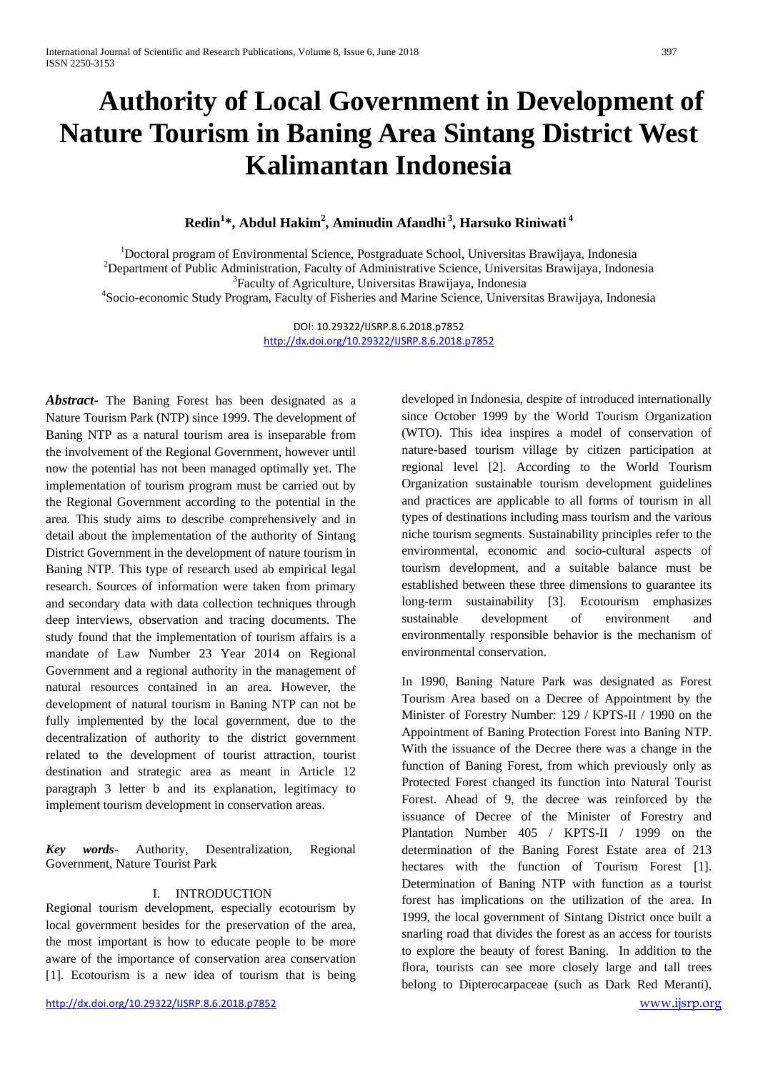# Authority of Local Government in Development of Nature Tourism in Baning Area Sintang District West Kalimantan Indonesia

**Redin[1]*, Abdul Hakim[2], Aminudin Afandhi[3], Harsuko Riniwati[4]**

[1]Doctoral program of Environmental Science, Postgraduate School, Universitas Brawijaya, Indonesia
[2]Department of Public Administration, Faculty of Administrative Science, Universitas Brawijaya, Indonesia
[3]Faculty of Agriculture, Universitas Brawijaya, Indonesia
[4]Socio-economic Study Program, Faculty of Fisheries and Marine Science, Universitas Brawijaya, Indonesia

DOI: 10.29322/IJSRP.8.6.2018.p7852
http://dx.doi.org/10.29322/IJSRP.8.6.2018.p7852

***Abstract-*** The Baning Forest has been designated as a Nature Tourism Park (NTP) since 1999. The development of Baning NTP as a natural tourism area is inseparable from the involvement of the Regional Government, however until now the potential has not been managed optimally yet. The implementation of tourism program must be carried out by the Regional Government according to the potential in the area. This study aims to describe comprehensively and in detail about the implementation of the authority of Sintang District Government in the development of nature tourism in Baning NTP. This type of research used ab empirical legal research. Sources of information were taken from primary and secondary data with data collection techniques through deep interviews, observation and tracing documents. The study found that the implementation of tourism affairs is a mandate of Law Number 23 Year 2014 on Regional Government and a regional authority in the management of natural resources contained in an area. However, the development of natural tourism in Baning NTP can not be fully implemented by the local government, due to the decentralization of authority to the district government related to the development of tourist attraction, tourist destination and strategic area as meant in Article 12 paragraph 3 letter b and its explanation, legitimacy to implement tourism development in conservation areas.

***Key words-*** Authority, Desentralization, Regional Government, Nature Tourist Park

## I. INTRODUCTION

Regional tourism development, especially ecotourism by local government besides for the preservation of the area, the most important is how to educate people to be more aware of the importance of conservation area conservation [1]. Ecotourism is a new idea of tourism that is being developed in Indonesia, despite of introduced internationally since October 1999 by the World Tourism Organization (WTO). This idea inspires a model of conservation of nature-based tourism village by citizen participation at regional level [2]. According to the World Tourism Organization sustainable tourism development guidelines and practices are applicable to all forms of tourism in all types of destinations including mass tourism and the various niche tourism segments. Sustainability principles refer to the environmental, economic and socio-cultural aspects of tourism development, and a suitable balance must be established between these three dimensions to guarantee its long-term sustainability [3]. Ecotourism emphasizes sustainable development of environment and environmentally responsible behavior is the mechanism of environmental conservation.

In 1990, Baning Nature Park was designated as Forest Tourism Area based on a Decree of Appointment by the Minister of Forestry Number: 129 / KPTS-II / 1990 on the Appointment of Baning Protection Forest into Baning NTP. With the issuance of the Decree there was a change in the function of Baning Forest, from which previously only as Protected Forest changed its function into Natural Tourist Forest. Ahead of 9, the decree was reinforced by the issuance of Decree of the Minister of Forestry and Plantation Number 405 / KPTS-II / 1999 on the determination of the Baning Forest Estate area of 213 hectares with the function of Tourism Forest [1]. Determination of Baning NTP with function as a tourist forest has implications on the utilization of the area. In 1999, the local government of Sintang District once built a snarling road that divides the forest as an access for tourists to explore the beauty of forest Baning. In addition to the flora, tourists can see more closely large and tall trees belong to Dipterocarpaceae (such as Dark Red Meranti),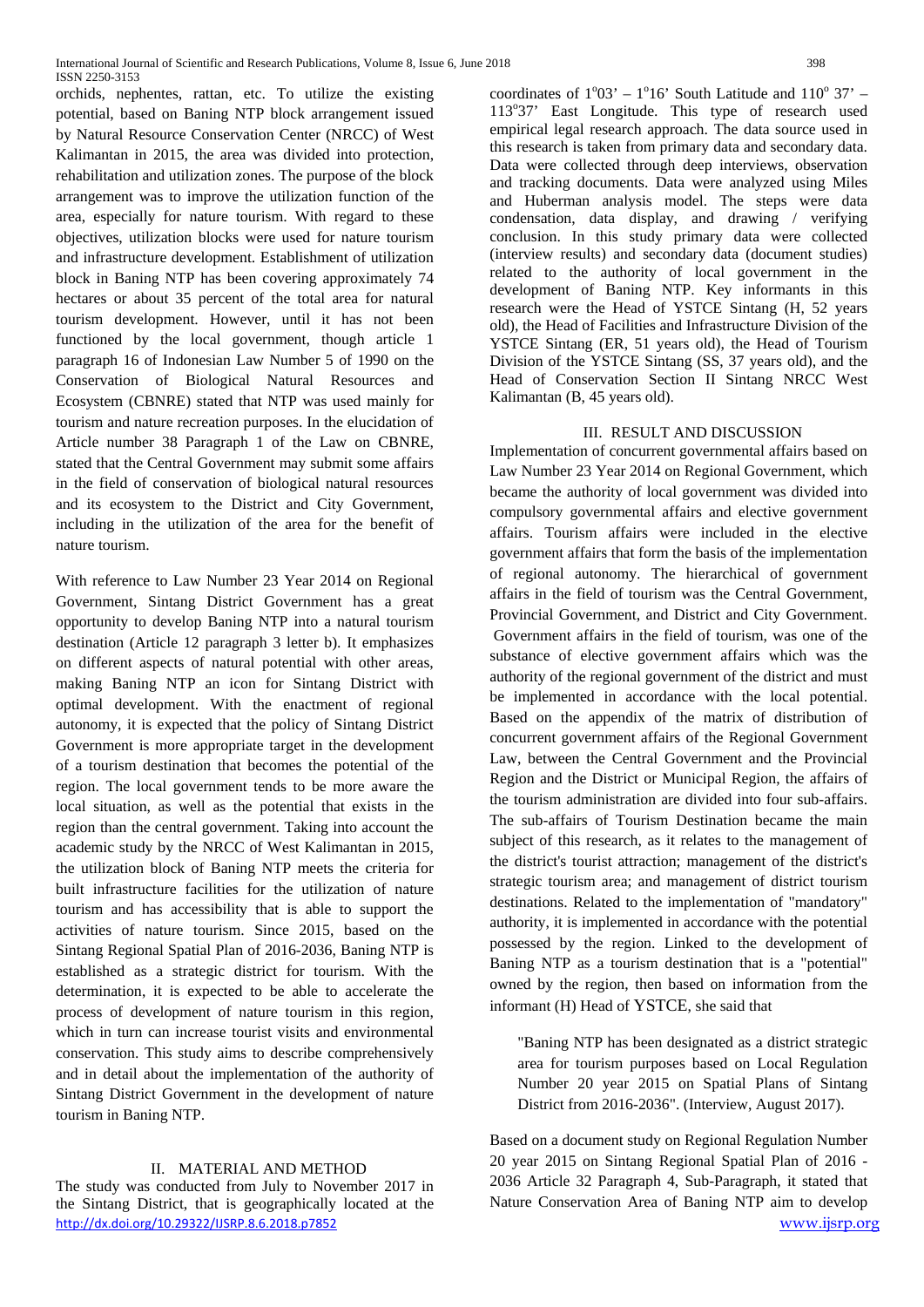orchids, nephentes, rattan, etc. To utilize the existing potential, based on Baning NTP block arrangement issued by Natural Resource Conservation Center (NRCC) of West Kalimantan in 2015, the area was divided into protection, rehabilitation and utilization zones. The purpose of the block arrangement was to improve the utilization function of the area, especially for nature tourism. With regard to these objectives, utilization blocks were used for nature tourism and infrastructure development. Establishment of utilization block in Baning NTP has been covering approximately 74 hectares or about 35 percent of the total area for natural tourism development. However, until it has not been functioned by the local government, though article 1 paragraph 16 of Indonesian Law Number 5 of 1990 on the Conservation of Biological Natural Resources and Ecosystem (CBNRE) stated that NTP was used mainly for tourism and nature recreation purposes. In the elucidation of Article number 38 Paragraph 1 of the Law on CBNRE, stated that the Central Government may submit some affairs in the field of conservation of biological natural resources and its ecosystem to the District and City Government, including in the utilization of the area for the benefit of nature tourism.

With reference to Law Number 23 Year 2014 on Regional Government, Sintang District Government has a great opportunity to develop Baning NTP into a natural tourism destination (Article 12 paragraph 3 letter b). It emphasizes on different aspects of natural potential with other areas, making Baning NTP an icon for Sintang District with optimal development. With the enactment of regional autonomy, it is expected that the policy of Sintang District Government is more appropriate target in the development of a tourism destination that becomes the potential of the region. The local government tends to be more aware the local situation, as well as the potential that exists in the region than the central government. Taking into account the academic study by the NRCC of West Kalimantan in 2015, the utilization block of Baning NTP meets the criteria for built infrastructure facilities for the utilization of nature tourism and has accessibility that is able to support the activities of nature tourism. Since 2015, based on the Sintang Regional Spatial Plan of 2016-2036, Baning NTP is established as a strategic district for tourism. With the determination, it is expected to be able to accelerate the process of development of nature tourism in this region, which in turn can increase tourist visits and environmental conservation. This study aims to describe comprehensively and in detail about the implementation of the authority of Sintang District Government in the development of nature tourism in Baning NTP.

## II. MATERIAL AND METHOD

The study was conducted from July to November 2017 in the Sintang District, that is geographically located at the coordinates of $1^{o}03' – 1^{o}16'$ South Latitude and $110^{o}37' – 113^{o}37'$ East Longitude. This type of research used empirical legal research approach. The data source used in this research is taken from primary data and secondary data. Data were collected through deep interviews, observation and tracking documents. Data were analyzed using Miles and Huberman analysis model. The steps were data condensation, data display, and drawing / verifying conclusion. In this study primary data were collected (interview results) and secondary data (document studies) related to the authority of local government in the development of Baning NTP. Key informants in this research were the Head of YSTCE Sintang (H, 52 years old), the Head of Facilities and Infrastructure Division of the YSTCE Sintang (ER, 51 years old), the Head of Tourism Division of the YSTCE Sintang (SS, 37 years old), and the Head of Conservation Section II Sintang NRCC West Kalimantan (B, 45 years old).

## III. RESULT AND DISCUSSION

Implementation of concurrent governmental affairs based on Law Number 23 Year 2014 on Regional Government, which became the authority of local government was divided into compulsory governmental affairs and elective government affairs. Tourism affairs were included in the elective government affairs that form the basis of the implementation of regional autonomy. The hierarchical of government affairs in the field of tourism was the Central Government, Provincial Government, and District and City Government. Government affairs in the field of tourism, was one of the substance of elective government affairs which was the authority of the regional government of the district and must be implemented in accordance with the local potential. Based on the appendix of the matrix of distribution of concurrent government affairs of the Regional Government Law, between the Central Government and the Provincial Region and the District or Municipal Region, the affairs of the tourism administration are divided into four sub-affairs. The sub-affairs of Tourism Destination became the main subject of this research, as it relates to the management of the district's tourist attraction; management of the district's strategic tourism area; and management of district tourism destinations. Related to the implementation of "mandatory" authority, it is implemented in accordance with the potential possessed by the region. Linked to the development of Baning NTP as a tourism destination that is a "potential" owned by the region, then based on information from the informant (H) Head of YSTCE, she said that

> "Baning NTP has been designated as a district strategic area for tourism purposes based on Local Regulation Number 20 year 2015 on Spatial Plans of Sintang District from 2016-2036". (Interview, August 2017).

Based on a document study on Regional Regulation Number 20 year 2015 on Sintang Regional Spatial Plan of 2016 - 2036 Article 32 Paragraph 4, Sub-Paragraph, it stated that Nature Conservation Area of Baning NTP aim to develop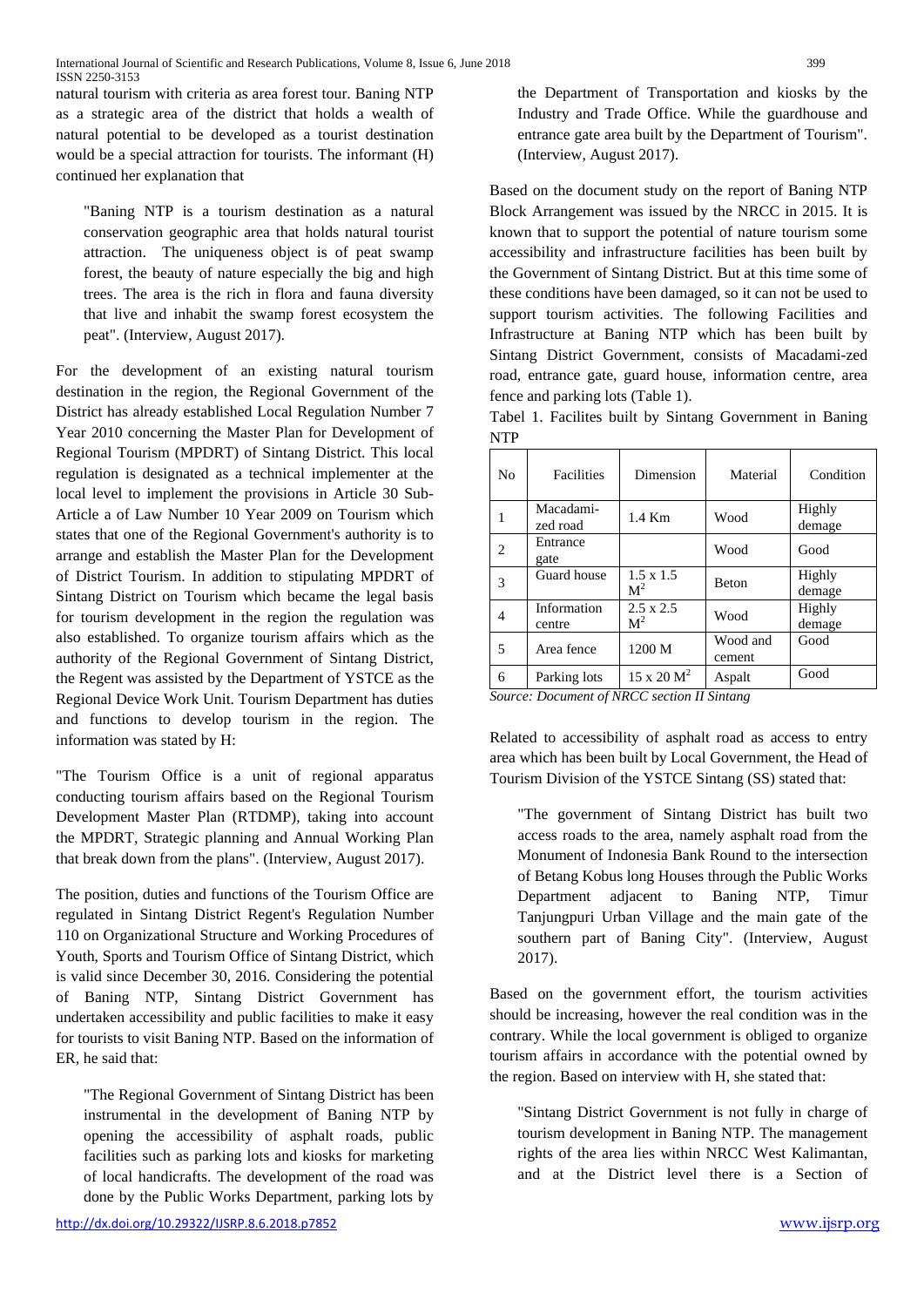natural tourism with criteria as area forest tour. Baning NTP as a strategic area of the district that holds a wealth of natural potential to be developed as a tourist destination would be a special attraction for tourists. The informant (H) continued her explanation that

> "Baning NTP is a tourism destination as a natural conservation geographic area that holds natural tourist attraction. The uniqueness object is of peat swamp forest, the beauty of nature especially the big and high trees. The area is the rich in flora and fauna diversity that live and inhabit the swamp forest ecosystem the peat". (Interview, August 2017).

For the development of an existing natural tourism destination in the region, the Regional Government of the District has already established Local Regulation Number 7 Year 2010 concerning the Master Plan for Development of Regional Tourism (MPDRT) of Sintang District. This local regulation is designated as a technical implementer at the local level to implement the provisions in Article 30 Sub-Article a of Law Number 10 Year 2009 on Tourism which states that one of the Regional Government's authority is to arrange and establish the Master Plan for the Development of District Tourism. In addition to stipulating MPDRT of Sintang District on Tourism which became the legal basis for tourism development in the region the regulation was also established. To organize tourism affairs which as the authority of the Regional Government of Sintang District, the Regent was assisted by the Department of YSTCE as the Regional Device Work Unit. Tourism Department has duties and functions to develop tourism in the region. The information was stated by H:

"The Tourism Office is a unit of regional apparatus conducting tourism affairs based on the Regional Tourism Development Master Plan (RTDMP), taking into account the MPDRT, Strategic planning and Annual Working Plan that break down from the plans". (Interview, August 2017).

The position, duties and functions of the Tourism Office are regulated in Sintang District Regent's Regulation Number 110 on Organizational Structure and Working Procedures of Youth, Sports and Tourism Office of Sintang District, which is valid since December 30, 2016. Considering the potential of Baning NTP, Sintang District Government has undertaken accessibility and public facilities to make it easy for tourists to visit Baning NTP. Based on the information of ER, he said that:

> "The Regional Government of Sintang District has been instrumental in the development of Baning NTP by opening the accessibility of asphalt roads, public facilities such as parking lots and kiosks for marketing of local handicrafts. The development of the road was done by the Public Works Department, parking lots by the Department of Transportation and kiosks by the Industry and Trade Office. While the guardhouse and entrance gate area built by the Department of Tourism". (Interview, August 2017).

Based on the document study on the report of Baning NTP Block Arrangement was issued by the NRCC in 2015. It is known that to support the potential of nature tourism some accessibility and infrastructure facilities has been built by the Government of Sintang District. But at this time some of these conditions have been damaged, so it can not be used to support tourism activities. The following Facilities and Infrastructure at Baning NTP which has been built by Sintang District Government, consists of Macadami-zed road, entrance gate, guard house, information centre, area fence and parking lots (Table 1).

Tabel 1. Facilites built by Sintang Government in Baning NTP

| No | Facilities | Dimension | Material | Condition |
|---|---|---|---|---|
| 1 | Macadami-zed road | 1.4 Km | Wood | Highly demage |
| 2 | Entrance gate | | Wood | Good |
| 3 | Guard house | 1.5 x 1.5 $M^2$ | Beton | Highly demage |
| 4 | Information centre | 2.5 x 2.5 $M^2$ | Wood | Highly demage |
| 5 | Area fence | 1200 M | Wood and cement | Good |
| 6 | Parking lots | 15 x 20 $M^2$ | Aspalt | Good |

*Source: Document of NRCC section II Sintang*

Related to accessibility of asphalt road as access to entry area which has been built by Local Government, the Head of Tourism Division of the YSTCE Sintang (SS) stated that:

> "The government of Sintang District has built two access roads to the area, namely asphalt road from the Monument of Indonesia Bank Round to the intersection of Betang Kobus long Houses through the Public Works Department adjacent to Baning NTP, Timur Tanjungpuri Urban Village and the main gate of the southern part of Baning City". (Interview, August 2017).

Based on the government effort, the tourism activities should be increasing, however the real condition was in the contrary. While the local government is obliged to organize tourism affairs in accordance with the potential owned by the region. Based on interview with H, she stated that:

> "Sintang District Government is not fully in charge of tourism development in Baning NTP. The management rights of the area lies within NRCC West Kalimantan, and at the District level there is a Section of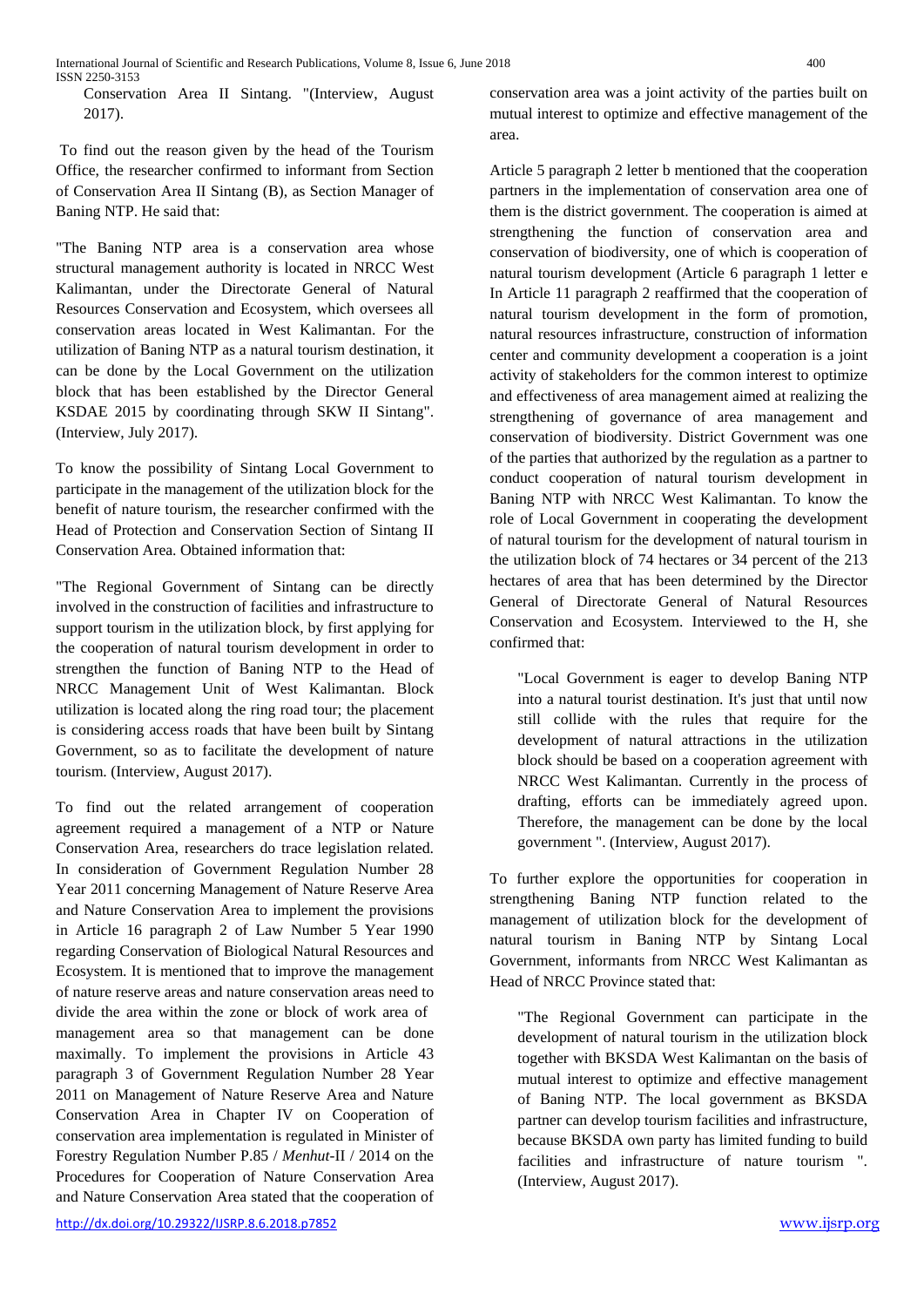Conservation Area II Sintang. "(Interview, August 2017).

To find out the reason given by the head of the Tourism Office, the researcher confirmed to informant from Section of Conservation Area II Sintang (B), as Section Manager of Baning NTP. He said that:

"The Baning NTP area is a conservation area whose structural management authority is located in NRCC West Kalimantan, under the Directorate General of Natural Resources Conservation and Ecosystem, which oversees all conservation areas located in West Kalimantan. For the utilization of Baning NTP as a natural tourism destination, it can be done by the Local Government on the utilization block that has been established by the Director General KSDAE 2015 by coordinating through SKW II Sintang". (Interview, July 2017).

To know the possibility of Sintang Local Government to participate in the management of the utilization block for the benefit of nature tourism, the researcher confirmed with the Head of Protection and Conservation Section of Sintang II Conservation Area. Obtained information that:

"The Regional Government of Sintang can be directly involved in the construction of facilities and infrastructure to support tourism in the utilization block, by first applying for the cooperation of natural tourism development in order to strengthen the function of Baning NTP to the Head of NRCC Management Unit of West Kalimantan. Block utilization is located along the ring road tour; the placement is considering access roads that have been built by Sintang Government, so as to facilitate the development of nature tourism. (Interview, August 2017).

To find out the related arrangement of cooperation agreement required a management of a NTP or Nature Conservation Area, researchers do trace legislation related. In consideration of Government Regulation Number 28 Year 2011 concerning Management of Nature Reserve Area and Nature Conservation Area to implement the provisions in Article 16 paragraph 2 of Law Number 5 Year 1990 regarding Conservation of Biological Natural Resources and Ecosystem. It is mentioned that to improve the management of nature reserve areas and nature conservation areas need to divide the area within the zone or block of work area of management area so that management can be done maximally. To implement the provisions in Article 43 paragraph 3 of Government Regulation Number 28 Year 2011 on Management of Nature Reserve Area and Nature Conservation Area in Chapter IV on Cooperation of conservation area implementation is regulated in Minister of Forestry Regulation Number P.85 / *Menhut*-II / 2014 on the Procedures for Cooperation of Nature Conservation Area and Nature Conservation Area stated that the cooperation of conservation area was a joint activity of the parties built on mutual interest to optimize and effective management of the area.

Article 5 paragraph 2 letter b mentioned that the cooperation partners in the implementation of conservation area one of them is the district government. The cooperation is aimed at strengthening the function of conservation area and conservation of biodiversity, one of which is cooperation of natural tourism development (Article 6 paragraph 1 letter e In Article 11 paragraph 2 reaffirmed that the cooperation of natural tourism development in the form of promotion, natural resources infrastructure, construction of information center and community development a cooperation is a joint activity of stakeholders for the common interest to optimize and effectiveness of area management aimed at realizing the strengthening of governance of area management and conservation of biodiversity. District Government was one of the parties that authorized by the regulation as a partner to conduct cooperation of natural tourism development in Baning NTP with NRCC West Kalimantan. To know the role of Local Government in cooperating the development of natural tourism for the development of natural tourism in the utilization block of 74 hectares or 34 percent of the 213 hectares of area that has been determined by the Director General of Directorate General of Natural Resources Conservation and Ecosystem. Interviewed to the H, she confirmed that:

> "Local Government is eager to develop Baning NTP into a natural tourist destination. It's just that until now still collide with the rules that require for the development of natural attractions in the utilization block should be based on a cooperation agreement with NRCC West Kalimantan. Currently in the process of drafting, efforts can be immediately agreed upon. Therefore, the management can be done by the local government ". (Interview, August 2017).

To further explore the opportunities for cooperation in strengthening Baning NTP function related to the management of utilization block for the development of natural tourism in Baning NTP by Sintang Local Government, informants from NRCC West Kalimantan as Head of NRCC Province stated that:

> "The Regional Government can participate in the development of natural tourism in the utilization block together with BKSDA West Kalimantan on the basis of mutual interest to optimize and effective management of Baning NTP. The local government as BKSDA partner can develop tourism facilities and infrastructure, because BKSDA own party has limited funding to build facilities and infrastructure of nature tourism ". (Interview, August 2017).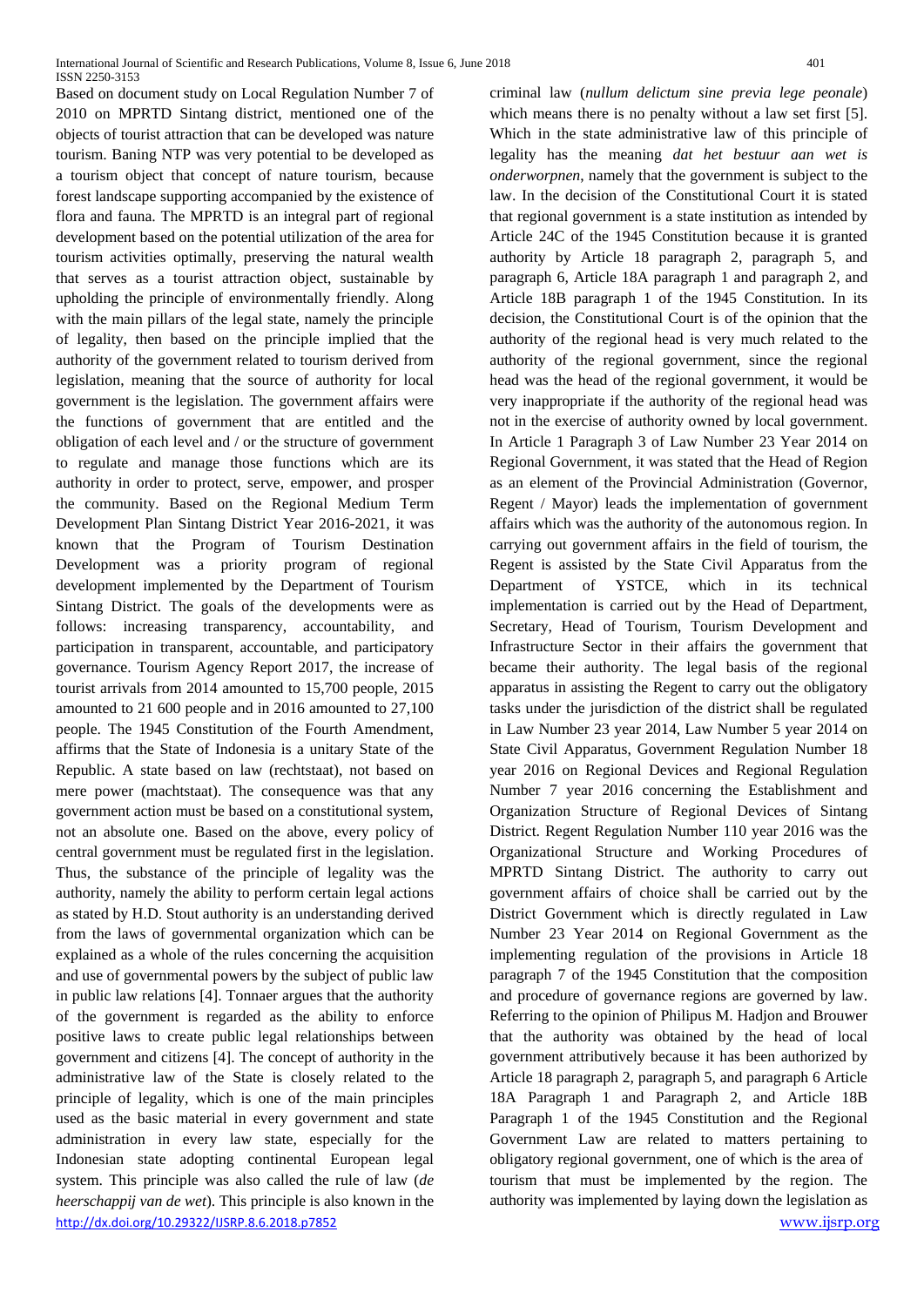Based on document study on Local Regulation Number 7 of 2010 on MPRTD Sintang district, mentioned one of the objects of tourist attraction that can be developed was nature tourism. Baning NTP was very potential to be developed as a tourism object that concept of nature tourism, because forest landscape supporting accompanied by the existence of flora and fauna. The MPRTD is an integral part of regional development based on the potential utilization of the area for tourism activities optimally, preserving the natural wealth that serves as a tourist attraction object, sustainable by upholding the principle of environmentally friendly. Along with the main pillars of the legal state, namely the principle of legality, then based on the principle implied that the authority of the government related to tourism derived from legislation, meaning that the source of authority for local government is the legislation. The government affairs were the functions of government that are entitled and the obligation of each level and / or the structure of government to regulate and manage those functions which are its authority in order to protect, serve, empower, and prosper the community. Based on the Regional Medium Term Development Plan Sintang District Year 2016-2021, it was known that the Program of Tourism Destination Development was a priority program of regional development implemented by the Department of Tourism Sintang District. The goals of the developments were as follows: increasing transparency, accountability, and participation in transparent, accountable, and participatory governance. Tourism Agency Report 2017, the increase of tourist arrivals from 2014 amounted to 15,700 people, 2015 amounted to 21 600 people and in 2016 amounted to 27,100 people. The 1945 Constitution of the Fourth Amendment, affirms that the State of Indonesia is a unitary State of the Republic. A state based on law (rechtstaat), not based on mere power (machtstaat). The consequence was that any government action must be based on a constitutional system, not an absolute one. Based on the above, every policy of central government must be regulated first in the legislation. Thus, the substance of the principle of legality was the authority, namely the ability to perform certain legal actions as stated by H.D. Stout authority is an understanding derived from the laws of governmental organization which can be explained as a whole of the rules concerning the acquisition and use of governmental powers by the subject of public law in public law relations [4]. Tonnaer argues that the authority of the government is regarded as the ability to enforce positive laws to create public legal relationships between government and citizens [4]. The concept of authority in the administrative law of the State is closely related to the principle of legality, which is one of the main principles used as the basic material in every government and state administration in every law state, especially for the Indonesian state adopting continental European legal system. This principle was also called the rule of law (*de heerschappij van de wet*). This principle is also known in the criminal law (*nullum delictum sine previa lege peonale*) which means there is no penalty without a law set first [5]. Which in the state administrative law of this principle of legality has the meaning *dat het bestuur aan wet is onderworpnen*, namely that the government is subject to the law. In the decision of the Constitutional Court it is stated that regional government is a state institution as intended by Article 24C of the 1945 Constitution because it is granted authority by Article 18 paragraph 2, paragraph 5, and paragraph 6, Article 18A paragraph 1 and paragraph 2, and Article 18B paragraph 1 of the 1945 Constitution. In its decision, the Constitutional Court is of the opinion that the authority of the regional head is very much related to the authority of the regional government, since the regional head was the head of the regional government, it would be very inappropriate if the authority of the regional head was not in the exercise of authority owned by local government. In Article 1 Paragraph 3 of Law Number 23 Year 2014 on Regional Government, it was stated that the Head of Region as an element of the Provincial Administration (Governor, Regent / Mayor) leads the implementation of government affairs which was the authority of the autonomous region. In carrying out government affairs in the field of tourism, the Regent is assisted by the State Civil Apparatus from the Department of YSTCE, which in its technical implementation is carried out by the Head of Department, Secretary, Head of Tourism, Tourism Development and Infrastructure Sector in their affairs the government that became their authority. The legal basis of the regional apparatus in assisting the Regent to carry out the obligatory tasks under the jurisdiction of the district shall be regulated in Law Number 23 year 2014, Law Number 5 year 2014 on State Civil Apparatus, Government Regulation Number 18 year 2016 on Regional Devices and Regional Regulation Number 7 year 2016 concerning the Establishment and Organization Structure of Regional Devices of Sintang District. Regent Regulation Number 110 year 2016 was the Organizational Structure and Working Procedures of MPRTD Sintang District. The authority to carry out government affairs of choice shall be carried out by the District Government which is directly regulated in Law Number 23 Year 2014 on Regional Government as the implementing regulation of the provisions in Article 18 paragraph 7 of the 1945 Constitution that the composition and procedure of governance regions are governed by law. Referring to the opinion of Philipus M. Hadjon and Brouwer that the authority was obtained by the head of local government attributively because it has been authorized by Article 18 paragraph 2, paragraph 5, and paragraph 6 Article 18A Paragraph 1 and Paragraph 2, and Article 18B Paragraph 1 of the 1945 Constitution and the Regional Government Law are related to matters pertaining to obligatory regional government, one of which is the area of tourism that must be implemented by the region. The authority was implemented by laying down the legislation as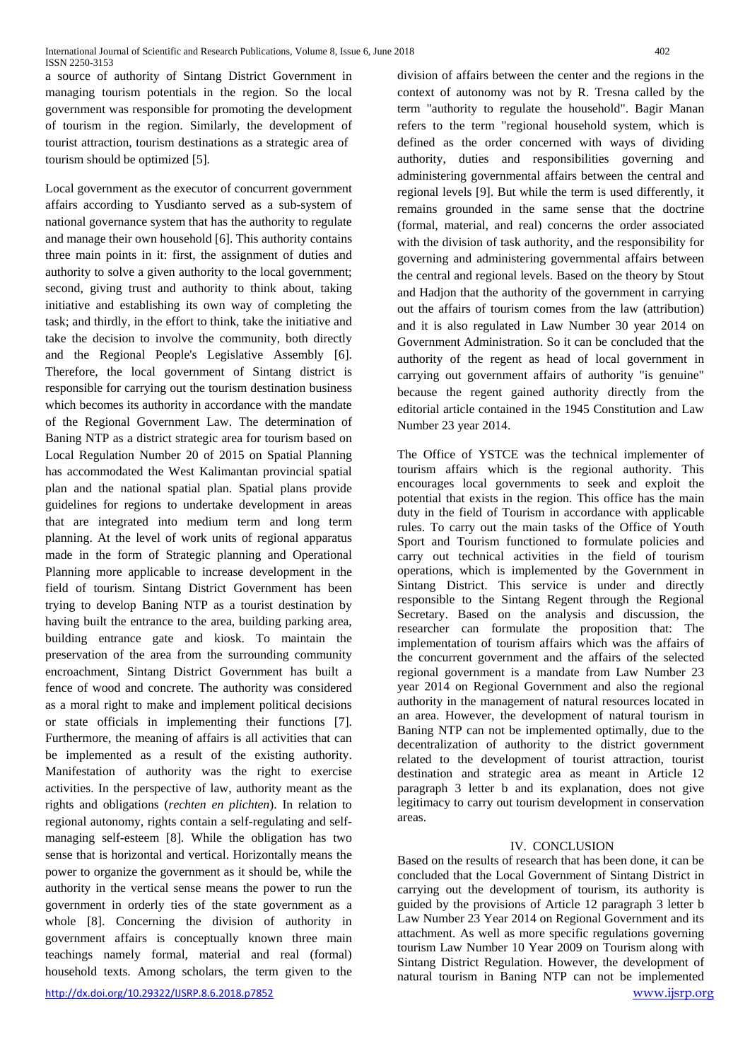a source of authority of Sintang District Government in managing tourism potentials in the region. So the local government was responsible for promoting the development of tourism in the region. Similarly, the development of tourist attraction, tourism destinations as a strategic area of tourism should be optimized [5].

Local government as the executor of concurrent government affairs according to Yusdianto served as a sub-system of national governance system that has the authority to regulate and manage their own household [6]. This authority contains three main points in it: first, the assignment of duties and authority to solve a given authority to the local government; second, giving trust and authority to think about, taking initiative and establishing its own way of completing the task; and thirdly, in the effort to think, take the initiative and take the decision to involve the community, both directly and the Regional People's Legislative Assembly [6]. Therefore, the local government of Sintang district is responsible for carrying out the tourism destination business which becomes its authority in accordance with the mandate of the Regional Government Law. The determination of Baning NTP as a district strategic area for tourism based on Local Regulation Number 20 of 2015 on Spatial Planning has accommodated the West Kalimantan provincial spatial plan and the national spatial plan. Spatial plans provide guidelines for regions to undertake development in areas that are integrated into medium term and long term planning. At the level of work units of regional apparatus made in the form of Strategic planning and Operational Planning more applicable to increase development in the field of tourism. Sintang District Government has been trying to develop Baning NTP as a tourist destination by having built the entrance to the area, building parking area, building entrance gate and kiosk. To maintain the preservation of the area from the surrounding community encroachment, Sintang District Government has built a fence of wood and concrete. The authority was considered as a moral right to make and implement political decisions or state officials in implementing their functions [7]. Furthermore, the meaning of affairs is all activities that can be implemented as a result of the existing authority. Manifestation of authority was the right to exercise activities. In the perspective of law, authority meant as the rights and obligations (*rechten en plichten*). In relation to regional autonomy, rights contain a self-regulating and self-managing self-esteem [8]. While the obligation has two sense that is horizontal and vertical. Horizontally means the power to organize the government as it should be, while the authority in the vertical sense means the power to run the government in orderly ties of the state government as a whole [8]. Concerning the division of authority in government affairs is conceptually known three main teachings namely formal, material and real (formal) household texts. Among scholars, the term given to the division of affairs between the center and the regions in the context of autonomy was not by R. Tresna called by the term "authority to regulate the household". Bagir Manan refers to the term "regional household system, which is defined as the order concerned with ways of dividing authority, duties and responsibilities governing and administering governmental affairs between the central and regional levels [9]. But while the term is used differently, it remains grounded in the same sense that the doctrine (formal, material, and real) concerns the order associated with the division of task authority, and the responsibility for governing and administering governmental affairs between the central and regional levels. Based on the theory by Stout and Hadjon that the authority of the government in carrying out the affairs of tourism comes from the law (attribution) and it is also regulated in Law Number 30 year 2014 on Government Administration. So it can be concluded that the authority of the regent as head of local government in carrying out government affairs of authority "is genuine" because the regent gained authority directly from the editorial article contained in the 1945 Constitution and Law Number 23 year 2014.

The Office of YSTCE was the technical implementer of tourism affairs which is the regional authority. This encourages local governments to seek and exploit the potential that exists in the region. This office has the main duty in the field of Tourism in accordance with applicable rules. To carry out the main tasks of the Office of Youth Sport and Tourism functioned to formulate policies and carry out technical activities in the field of tourism operations, which is implemented by the Government in Sintang District. This service is under and directly responsible to the Sintang Regent through the Regional Secretary. Based on the analysis and discussion, the researcher can formulate the proposition that: The implementation of tourism affairs which was the affairs of the concurrent government and the affairs of the selected regional government is a mandate from Law Number 23 year 2014 on Regional Government and also the regional authority in the management of natural resources located in an area. However, the development of natural tourism in Baning NTP can not be implemented optimally, due to the decentralization of authority to the district government related to the development of tourist attraction, tourist destination and strategic area as meant in Article 12 paragraph 3 letter b and its explanation, does not give legitimacy to carry out tourism development in conservation areas.

## IV. CONCLUSION

Based on the results of research that has been done, it can be concluded that the Local Government of Sintang District in carrying out the development of tourism, its authority is guided by the provisions of Article 12 paragraph 3 letter b Law Number 23 Year 2014 on Regional Government and its attachment. As well as more specific regulations governing tourism Law Number 10 Year 2009 on Tourism along with Sintang District Regulation. However, the development of natural tourism in Baning NTP can not be implemented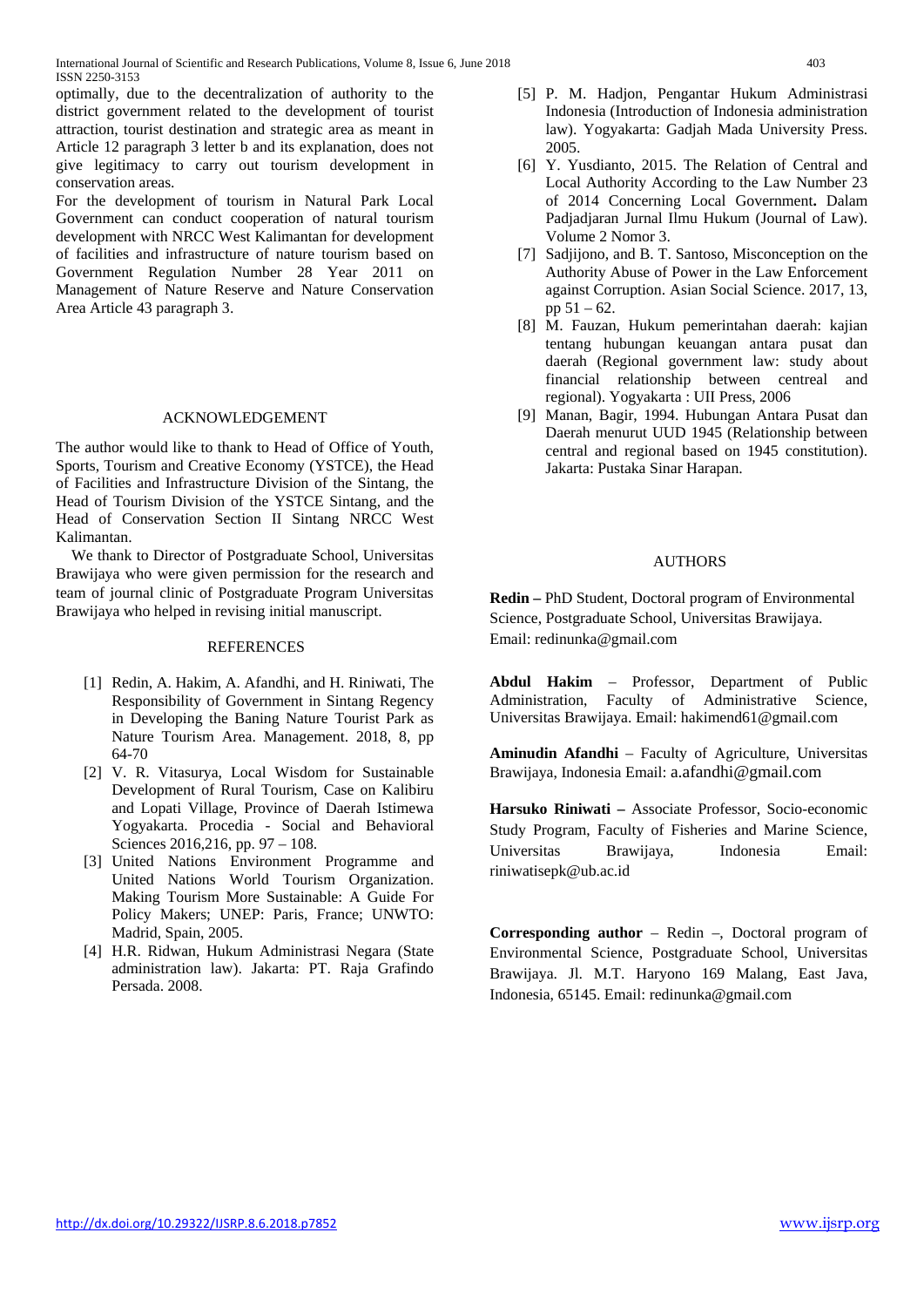optimally, due to the decentralization of authority to the district government related to the development of tourist attraction, tourist destination and strategic area as meant in Article 12 paragraph 3 letter b and its explanation, does not give legitimacy to carry out tourism development in conservation areas.

For the development of tourism in Natural Park Local Government can conduct cooperation of natural tourism development with NRCC West Kalimantan for development of facilities and infrastructure of nature tourism based on Government Regulation Number 28 Year 2011 on Management of Nature Reserve and Nature Conservation Area Article 43 paragraph 3.

## ACKNOWLEDGEMENT

The author would like to thank to Head of Office of Youth, Sports, Tourism and Creative Economy (YSTCE), the Head of Facilities and Infrastructure Division of the Sintang, the Head of Tourism Division of the YSTCE Sintang, and the Head of Conservation Section II Sintang NRCC West Kalimantan.

We thank to Director of Postgraduate School, Universitas Brawijaya who were given permission for the research and team of journal clinic of Postgraduate Program Universitas Brawijaya who helped in revising initial manuscript.

## REFERENCES

[1] Redin, A. Hakim, A. Afandhi, and H. Riniwati, The Responsibility of Government in Sintang Regency in Developing the Baning Nature Tourist Park as Nature Tourism Area. Management. 2018, 8, pp 64-70

[2] V. R. Vitasurya, Local Wisdom for Sustainable Development of Rural Tourism, Case on Kalibiru and Lopati Village, Province of Daerah Istimewa Yogyakarta. Procedia - Social and Behavioral Sciences 2016,216, pp. 97 – 108.

[3] United Nations Environment Programme and United Nations World Tourism Organization. Making Tourism More Sustainable: A Guide For Policy Makers; UNEP: Paris, France; UNWTO: Madrid, Spain, 2005.

[4] H.R. Ridwan, Hukum Administrasi Negara (State administration law). Jakarta: PT. Raja Grafindo Persada. 2008.

[5] P. M. Hadjon, Pengantar Hukum Administrasi Indonesia (Introduction of Indonesia administration law). Yogyakarta: Gadjah Mada University Press. 2005.

[6] Y. Yusdianto, 2015. The Relation of Central and Local Authority According to the Law Number 23 of 2014 Concerning Local Government**.** Dalam Padjadjaran Jurnal Ilmu Hukum (Journal of Law). Volume 2 Nomor 3.

[7] Sadjijono, and B. T. Santoso, Misconception on the Authority Abuse of Power in the Law Enforcement against Corruption. Asian Social Science. 2017, 13, pp 51 – 62.

[8] M. Fauzan, Hukum pemerintahan daerah: kajian tentang hubungan keuangan antara pusat dan daerah (Regional government law: study about financial relationship between centreal and regional). Yogyakarta : UII Press, 2006

[9] Manan, Bagir, 1994. Hubungan Antara Pusat dan Daerah menurut UUD 1945 (Relationship between central and regional based on 1945 constitution). Jakarta: Pustaka Sinar Harapan.

## AUTHORS

**Redin –** PhD Student, Doctoral program of Environmental Science, Postgraduate School, Universitas Brawijaya. Email: redinunka@gmail.com

**Abdul Hakim** – Professor, Department of Public Administration, Faculty of Administrative Science, Universitas Brawijaya. Email: hakimend61@gmail.com

**Aminudin Afandhi** – Faculty of Agriculture, Universitas Brawijaya, Indonesia Email: a.afandhi@gmail.com

**Harsuko Riniwati –** Associate Professor, Socio-economic Study Program, Faculty of Fisheries and Marine Science, Universitas Brawijaya, Indonesia Email: riniwatisepk@ub.ac.id

**Corresponding author** – Redin –, Doctoral program of Environmental Science, Postgraduate School, Universitas Brawijaya. Jl. M.T. Haryono 169 Malang, East Java, Indonesia, 65145. Email: redinunka@gmail.com